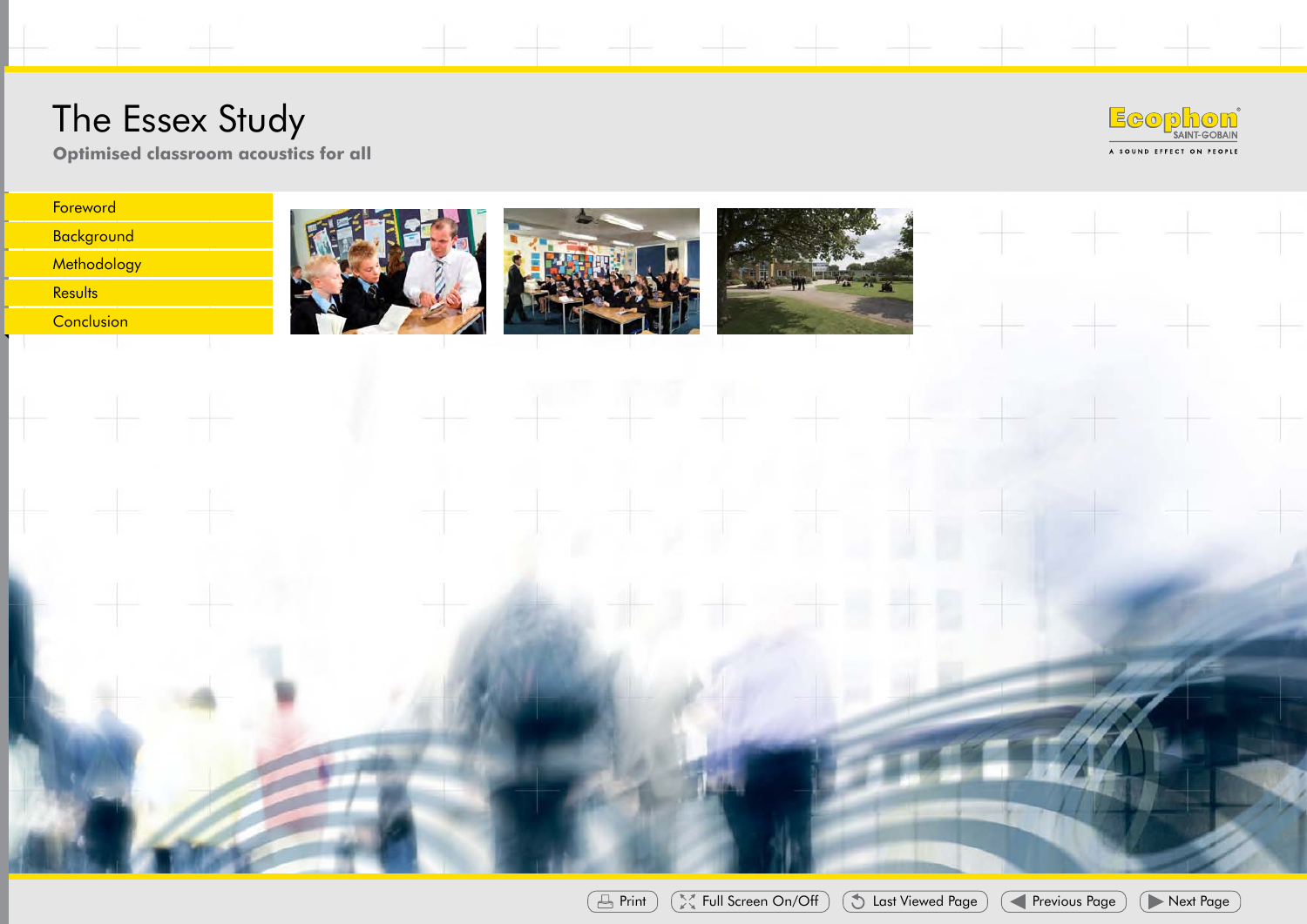# The Essex Study

## Optimised classroom acoustics for all

Ecophon SAINT-GOBAIN

A SOUND EFFECT ON PEOPLE

- Foreword
- Background
- Methodology
- Results
- Conclusion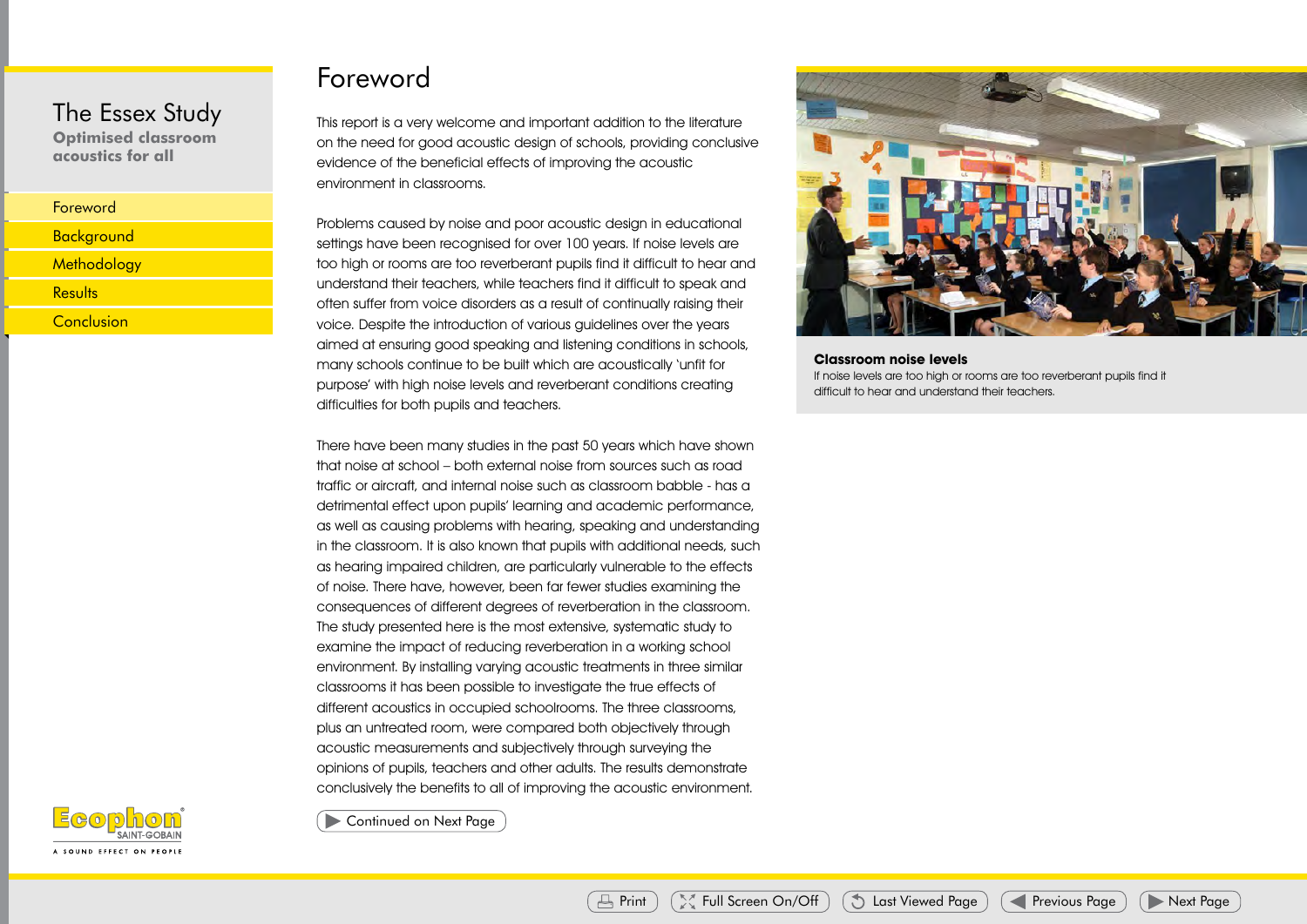# Foreword

This report is a very welcome and important addition to the literature on the need for good acoustic design of schools, providing conclusive evidence of the beneficial effects of improving the acoustic environment in classrooms.

Problems caused by noise and poor acoustic design in educational settings have been recognised for over 100 years. If noise levels are too high or rooms are too reverberant pupils find it difficult to hear and understand their teachers, while teachers find it difficult to speak and often suffer from voice disorders as a result of continually raising their voice. Despite the introduction of various guidelines over the years aimed at ensuring good speaking and listening conditions in schools, many schools continue to be built which are acoustically 'unfit for purpose' with high noise levels and reverberant conditions creating difficulties for both pupils and teachers.

There have been many studies in the past 50 years which have shown that noise at school – both external noise from sources such as road traffic or aircraft, and internal noise such as classroom babble - has a detrimental effect upon pupils' learning and academic performance, as well as causing problems with hearing, speaking and understanding in the classroom. It is also known that pupils with additional needs, such as hearing impaired children, are particularly vulnerable to the effects of noise. There have, however, been far fewer studies examining the consequences of different degrees of reverberation in the classroom. The study presented here is the most extensive, systematic study to examine the impact of reducing reverberation in a working school environment. By installing varying acoustic treatments in three similar classrooms it has been possible to investigate the true effects of different acoustics in occupied schoolrooms. The three classrooms, plus an untreated room, were compared both objectively through acoustic measurements and subjectively through surveying the opinions of pupils, teachers and other adults. The results demonstrate conclusively the benefits to all of improving the acoustic environment.

**Classroom noise levels**
If noise levels are too high or rooms are too reverberant pupils find it difficult to hear and understand their teachers.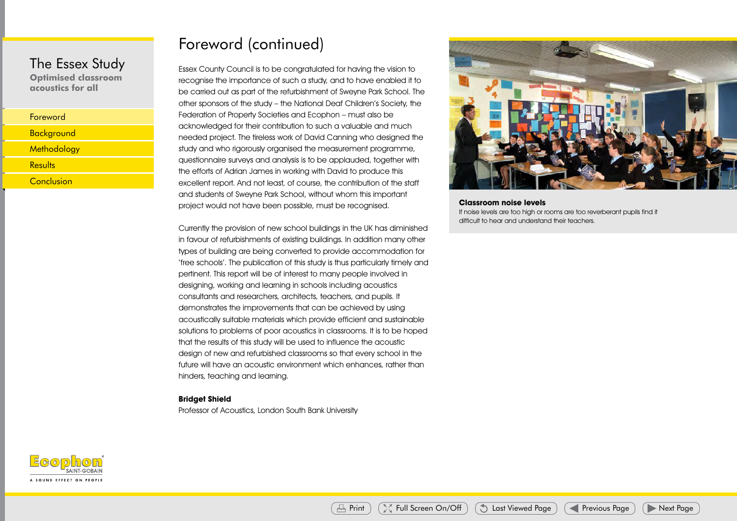# Foreword (continued)

Essex County Council is to be congratulated for having the vision to recognise the importance of such a study, and to have enabled it to be carried out as part of the refurbishment of Sweyne Park School. The other sponsors of the study – the National Deaf Children's Society, the Federation of Property Societies and Ecophon – must also be acknowledged for their contribution to such a valuable and much needed project. The tireless work of David Canning who designed the study and who rigorously organised the measurement programme, questionnaire surveys and analysis is to be applauded, together with the efforts of Adrian James in working with David to produce this excellent report. And not least, of course, the contribution of the staff and students of Sweyne Park School, without whom this important project would not have been possible, must be recognised.

Currently the provision of new school buildings in the UK has diminished in favour of refurbishments of existing buildings. In addition many other types of building are being converted to provide accommodation for 'free schools'. The publication of this study is thus particularly timely and pertinent. This report will be of interest to many people involved in designing, working and learning in schools including acoustics consultants and researchers, architects, teachers, and pupils. It demonstrates the improvements that can be achieved by using acoustically suitable materials which provide efficient and sustainable solutions to problems of poor acoustics in classrooms. It is to be hoped that the results of this study will be used to influence the acoustic design of new and refurbished classrooms so that every school in the future will have an acoustic environment which enhances, rather than hinders, teaching and learning.

**Bridget Shield**
Professor of Acoustics, London South Bank University

**Classroom noise levels**
If noise levels are too high or rooms are too reverberant pupils find it difficult to hear and understand their teachers.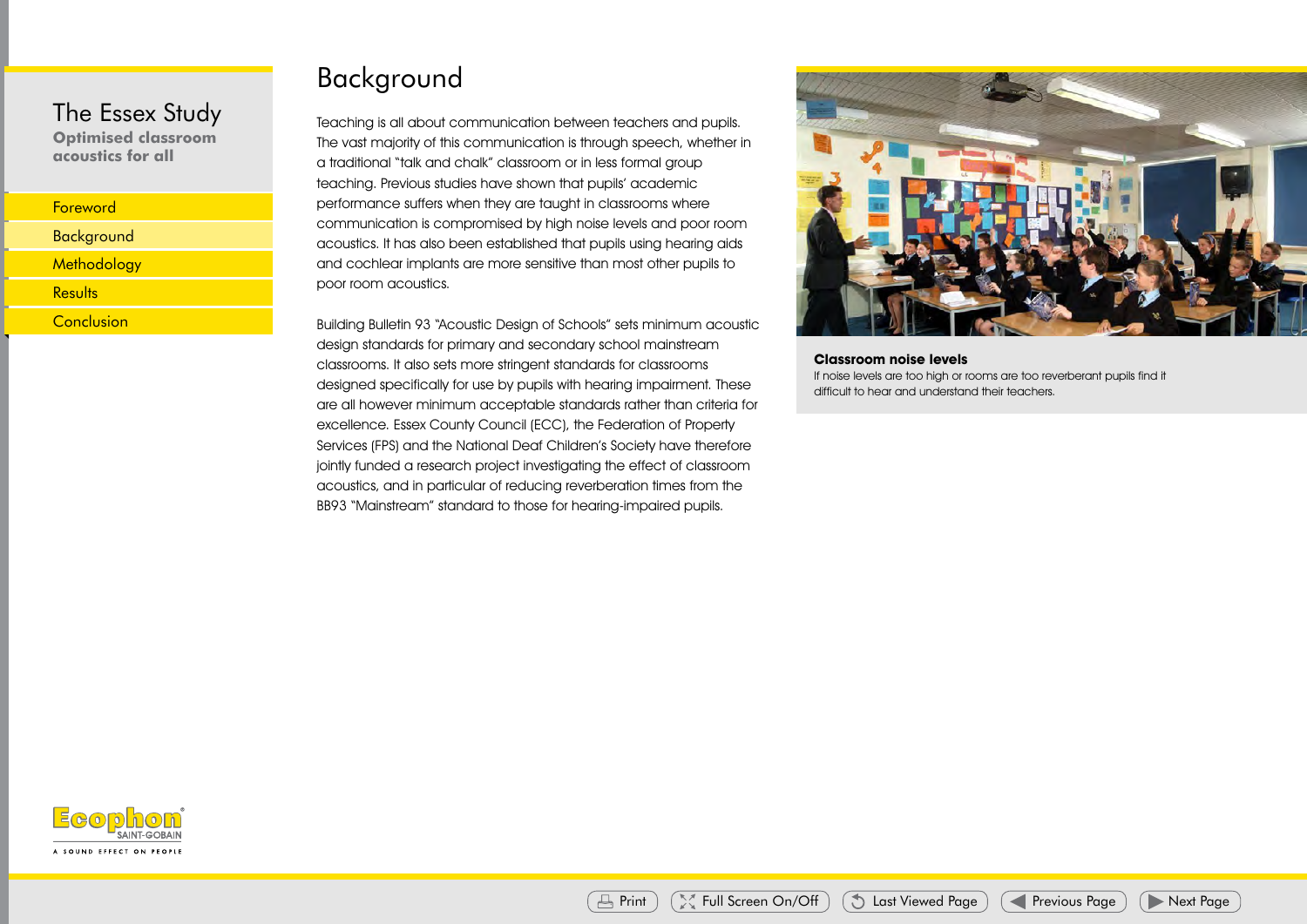# Background

Teaching is all about communication between teachers and pupils. The vast majority of this communication is through speech, whether in a traditional "talk and chalk" classroom or in less formal group teaching. Previous studies have shown that pupils' academic performance suffers when they are taught in classrooms where communication is compromised by high noise levels and poor room acoustics. It has also been established that pupils using hearing aids and cochlear implants are more sensitive than most other pupils to poor room acoustics.

Building Bulletin 93 "Acoustic Design of Schools" sets minimum acoustic design standards for primary and secondary school mainstream classrooms. It also sets more stringent standards for classrooms designed specifically for use by pupils with hearing impairment. These are all however minimum acceptable standards rather than criteria for excellence. Essex County Council (ECC), the Federation of Property Services (FPS) and the National Deaf Children's Society have therefore jointly funded a research project investigating the effect of classroom acoustics, and in particular of reducing reverberation times from the BB93 "Mainstream" standard to those for hearing-impaired pupils.

**Classroom noise levels**
If noise levels are too high or rooms are too reverberant pupils find it difficult to hear and understand their teachers.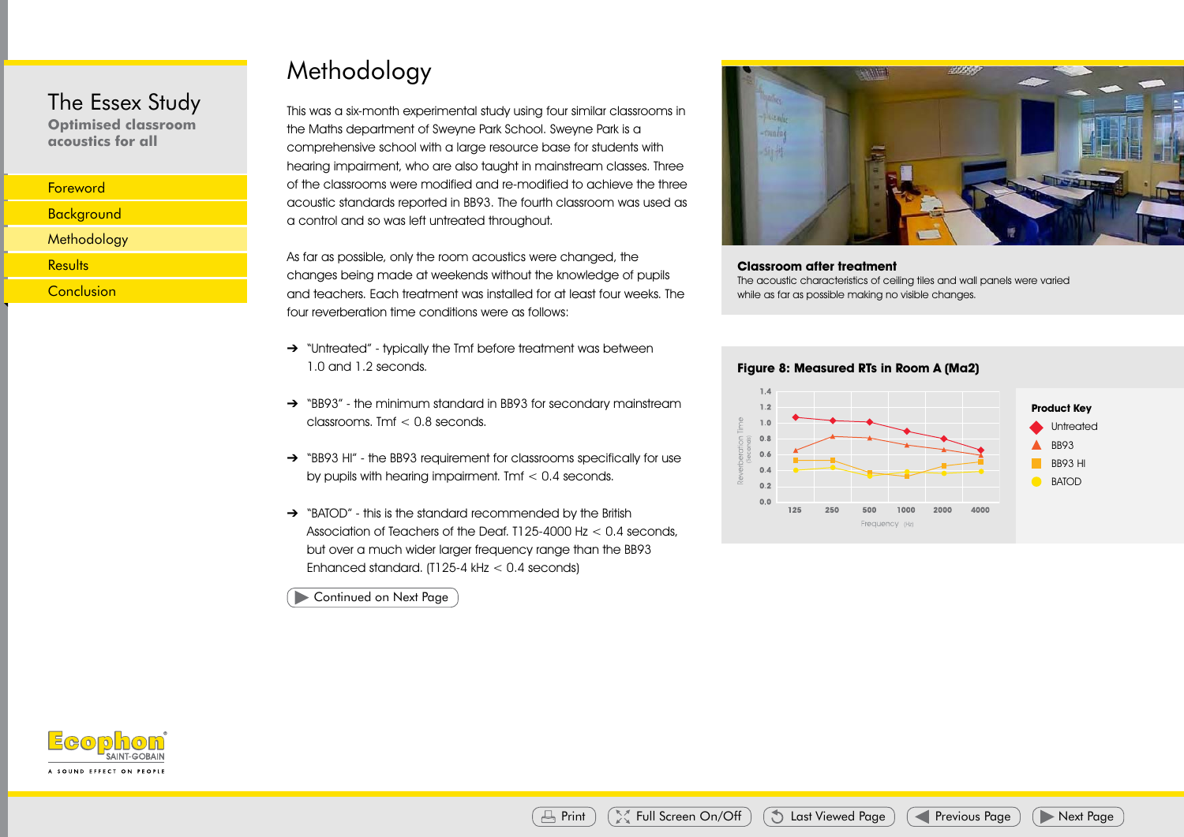The Essex Study

Optimised classroom acoustics for all

- Foreword
- Background
- Methodology
- Results
- Conclusion

# Methodology

This was a six-month experimental study using four similar classrooms in the Maths department of Sweyne Park School. Sweyne Park is a comprehensive school with a large resource base for students with hearing impairment, who are also taught in mainstream classes. Three of the classrooms were modified and re-modified to achieve the three acoustic standards reported in BB93. The fourth classroom was used as a control and so was left untreated throughout.

As far as possible, only the room acoustics were changed, the changes being made at weekends without the knowledge of pupils and teachers. Each treatment was installed for at least four weeks. The four reverberation time conditions were as follows:

→ "Untreated" - typically the Tmf before treatment was between 1.0 and 1.2 seconds.

→ "BB93" - the minimum standard in BB93 for secondary mainstream classrooms. Tmf < 0.8 seconds.

→ "BB93 HI" - the BB93 requirement for classrooms specifically for use by pupils with hearing impairment. Tmf < 0.4 seconds.

→ "BATOD" - this is the standard recommended by the British Association of Teachers of the Deaf. T125-4000 Hz < 0.4 seconds, but over a much wider larger frequency range than the BB93 Enhanced standard. (T125-4 kHz < 0.4 seconds)

Continued on Next Page

**Classroom after treatment**
The acoustic characteristics of ceiling tiles and wall panels were varied while as far as possible making no visible changes.

**Figure 8: Measured RTs in Room A (Ma2)**

Reverberation Time (seconds); Frequency (Hz): 125, 250, 500, 1000, 2000, 4000

Product Key: Untreated, BB93, BB93 HI, BATOD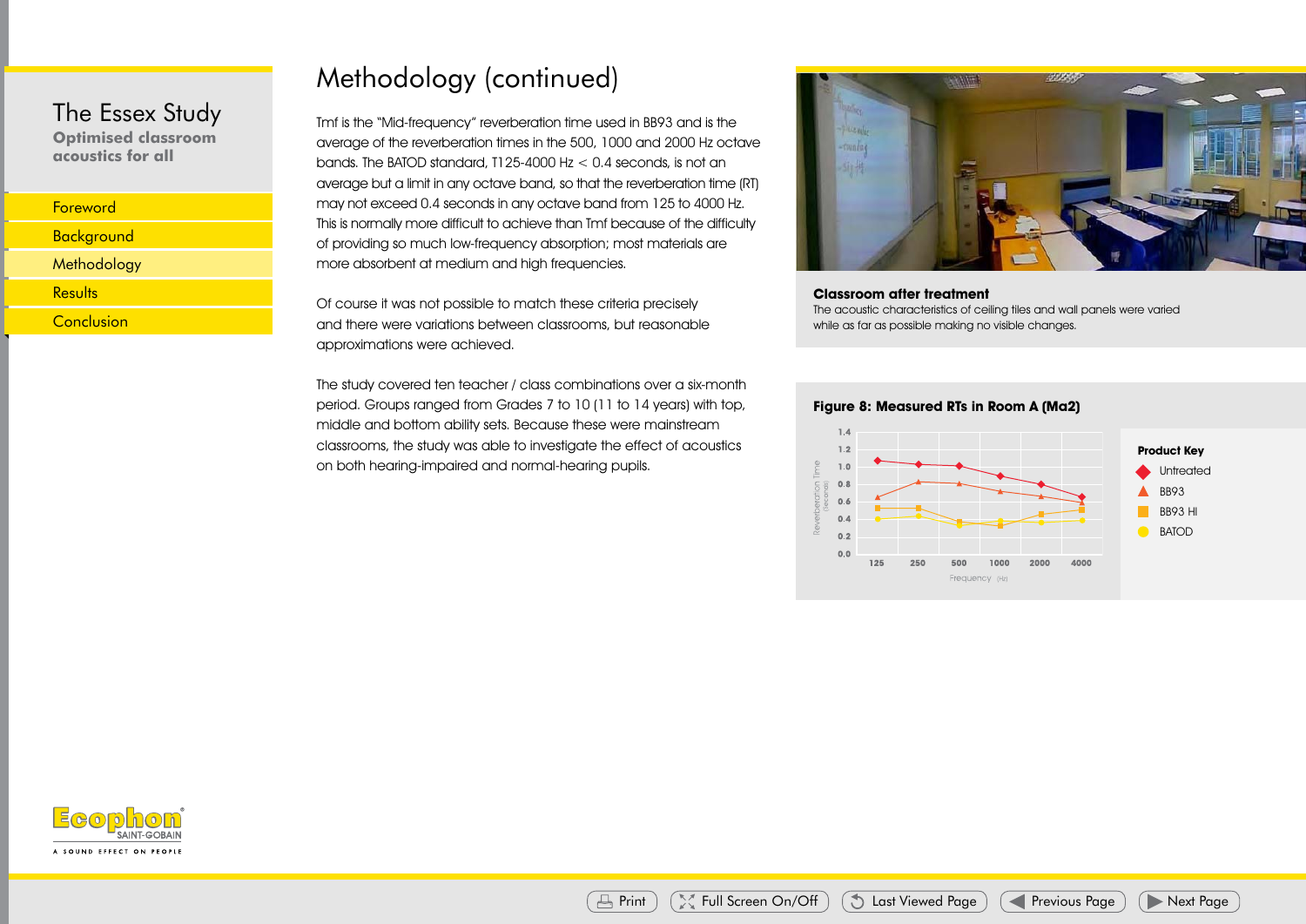# Methodology (continued)

Tmf is the "Mid-frequency" reverberation time used in BB93 and is the average of the reverberation times in the 500, 1000 and 2000 Hz octave bands. The BATOD standard, T125-4000 Hz < 0.4 seconds, is not an average but a limit in any octave band, so that the reverberation time (RT) may not exceed 0.4 seconds in any octave band from 125 to 4000 Hz. This is normally more difficult to achieve than Tmf because of the difficulty of providing so much low-frequency absorption; most materials are more absorbent at medium and high frequencies.

Of course it was not possible to match these criteria precisely and there were variations between classrooms, but reasonable approximations were achieved.

The study covered ten teacher / class combinations over a six-month period. Groups ranged from Grades 7 to 10 (11 to 14 years) with top, middle and bottom ability sets. Because these were mainstream classrooms, the study was able to investigate the effect of acoustics on both hearing-impaired and normal-hearing pupils.

**Classroom after treatment**

The acoustic characteristics of ceiling tiles and wall panels were varied while as far as possible making no visible changes.

**Figure 8: Measured RTs in Room A (Ma2)**

Product Key: Untreated, BB93, BB93 HI, BATOD

Reverberation Time (Seconds) vs Frequency (Hz): 125, 250, 500, 1000, 2000, 4000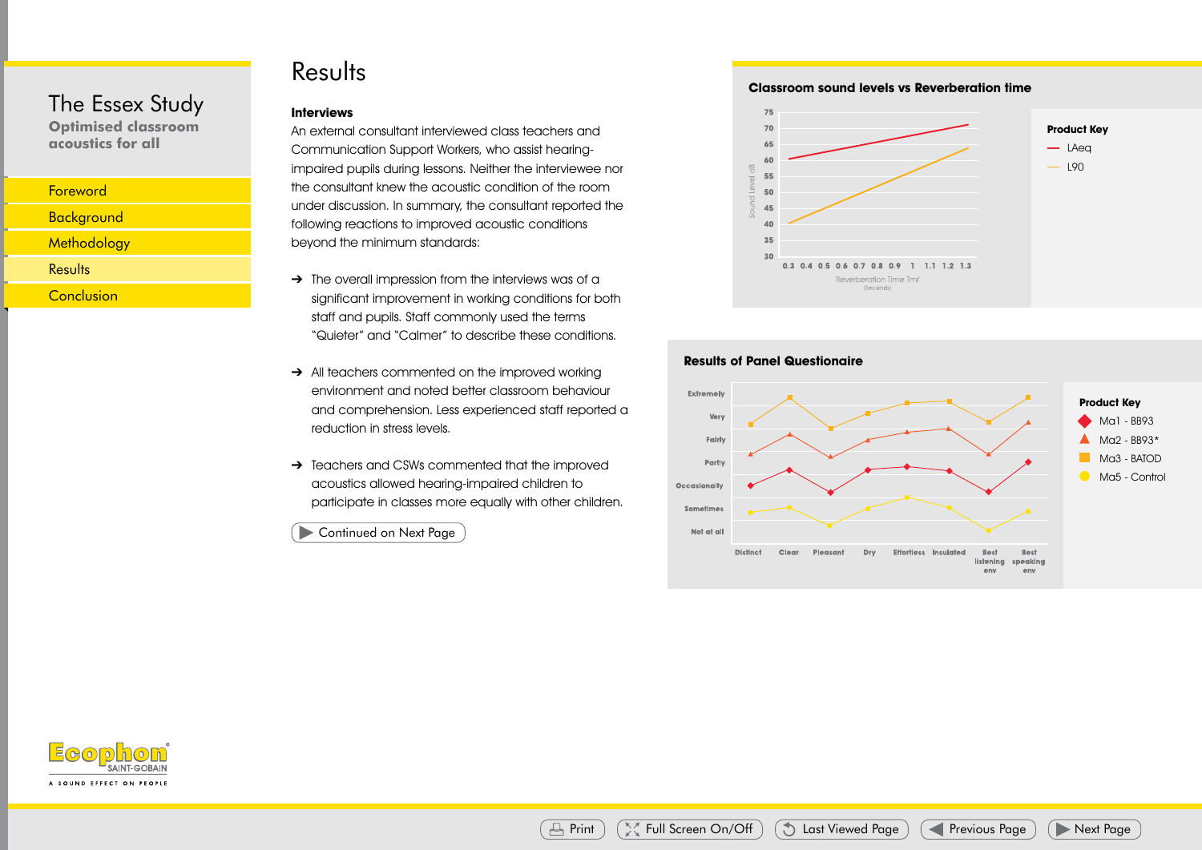# The Essex Study

**Optimised classroom acoustics for all**

- Foreword
- Background
- Methodology
- Results
- Conclusion

## Results

### Interviews

An external consultant interviewed class teachers and Communication Support Workers, who assist hearing-impaired pupils during lessons. Neither the interviewee nor the consultant knew the acoustic condition of the room under discussion. In summary, the consultant reported the following reactions to improved acoustic conditions beyond the minimum standards:

→ The overall impression from the interviews was of a significant improvement in working conditions for both staff and pupils. Staff commonly used the terms "Quieter" and "Calmer" to describe these conditions.

→ All teachers commented on the improved working environment and noted better classroom behaviour and comprehension. Less experienced staff reported a reduction in stress levels.

→ Teachers and CSWs commented that the improved acoustics allowed hearing-impaired children to participate in classes more equally with other children.

Continued on Next Page

### Classroom sound levels vs Reverberation time

Sound Level dB (30–75) vs Reverberation Time Tmf (Seconds) (0.3–1.3)

Product Key
- LAeq
- L90

### Results of Panel Questionaire

Scale: Extremely, Very, Fairly, Partly, Occasionally, Sometimes, Not at all

Categories: Distinct, Clear, Pleasant, Dry, Effortless, Insulated, Best listening env, Best speaking env

Product Key
- Ma1 - BB93
- Ma2 - BB93*
- Ma3 - BATOD
- Ma5 - Control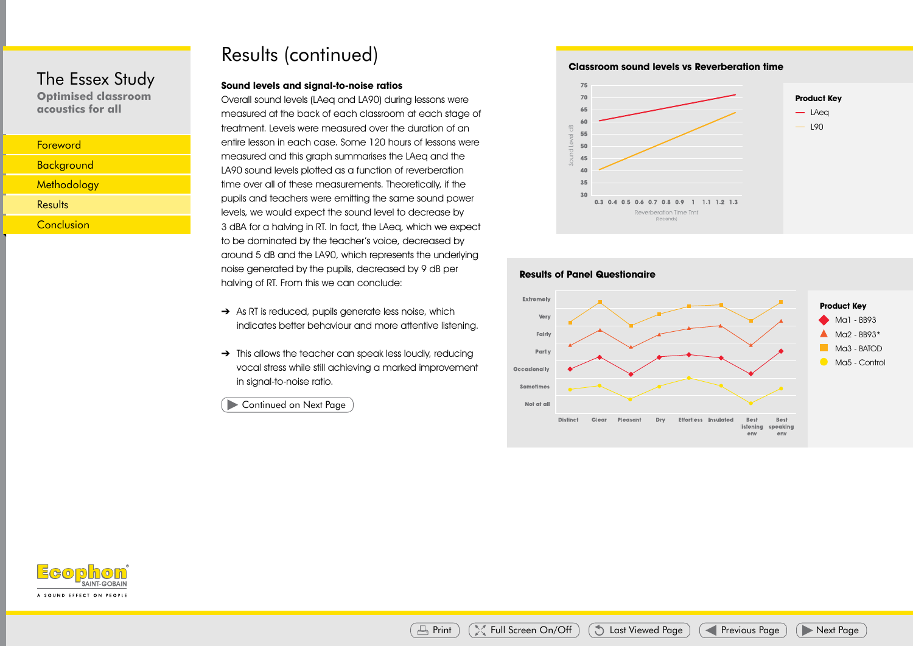# Results (continued)

**Sound levels and signal-to-noise ratios**

Overall sound levels (LAeq and LA90) during lessons were measured at the back of each classroom at each stage of treatment. Levels were measured over the duration of an entire lesson in each case. Some 120 hours of lessons were measured and this graph summarises the LAeq and the LA90 sound levels plotted as a function of reverberation time over all of these measurements. Theoretically, if the pupils and teachers were emitting the same sound power levels, we would expect the sound level to decrease by 3 dBA for a halving in RT. In fact, the LAeq, which we expect to be dominated by the teacher's voice, decreased by around 5 dB and the LA90, which represents the underlying noise generated by the pupils, decreased by 9 dB per halving of RT. From this we can conclude:

- ➔ As RT is reduced, pupils generate less noise, which indicates better behaviour and more attentive listening.
- ➔ This allows the teacher can speak less loudly, reducing vocal stress while still achieving a marked improvement in signal-to-noise ratio.

**Classroom sound levels vs Reverberation time**

Product Key: LAeq, L90

Sound Level dB (30–75) vs Reverberation Time Tmf (Seconds) (0.3–1.3)

**Results of Panel Questionaire**

Product Key: Ma1 - BB93, Ma2 - BB93*, Ma3 - BATOD, Ma5 - Control

Scale: Extremely, Very, Fairly, Partly, Occasionally, Sometimes, Not at all

Categories: Distinct, Clear, Pleasant, Dry, Effortless, Insulated, Best listening env, Best speaking env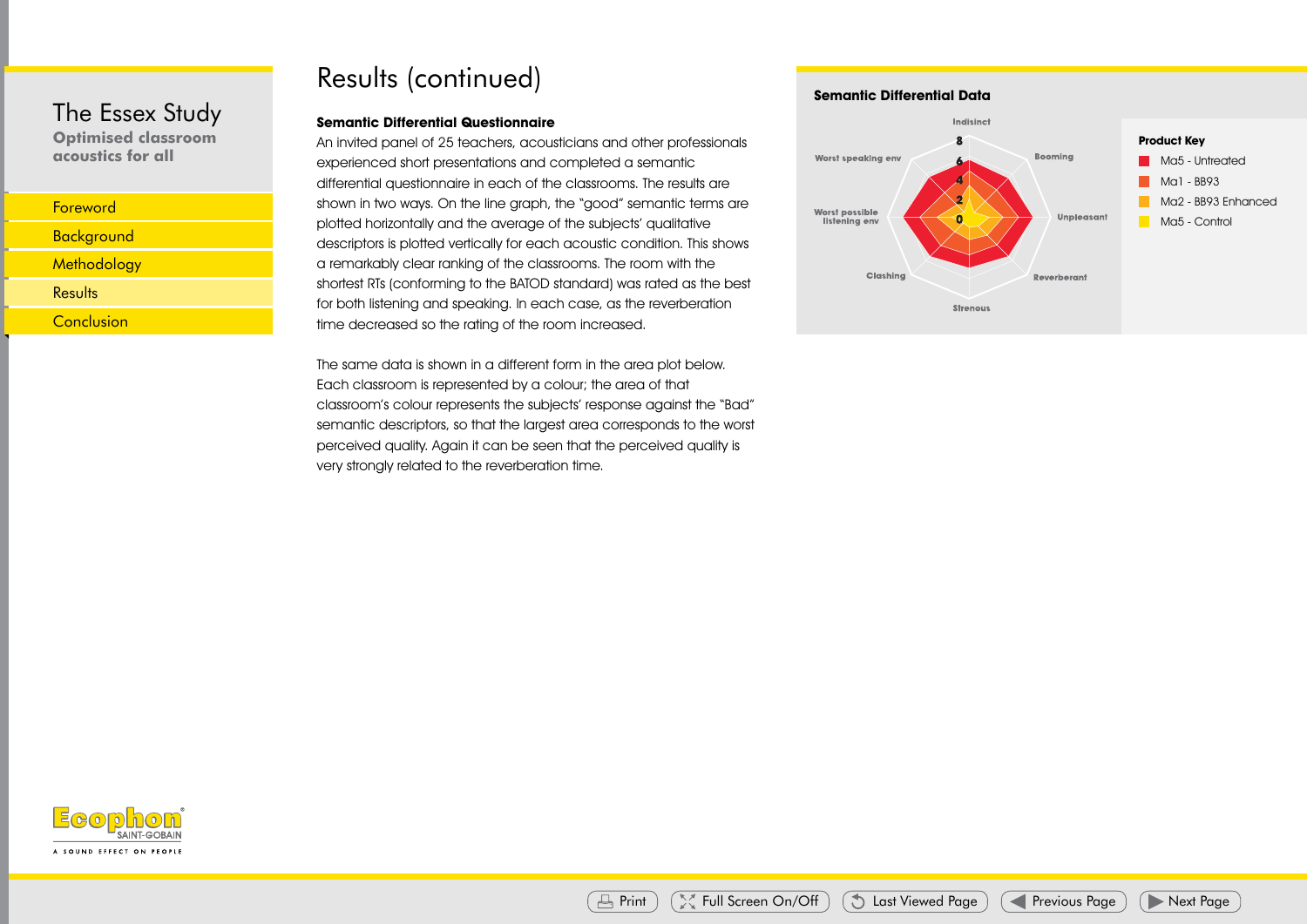# Results (continued)

### Semantic Differential Questionnaire

An invited panel of 25 teachers, acousticians and other professionals experienced short presentations and completed a semantic differential questionnaire in each of the classrooms. The results are shown in two ways. On the line graph, the "good" semantic terms are plotted horizontally and the average of the subjects' qualitative descriptors is plotted vertically for each acoustic condition. This shows a remarkably clear ranking of the classrooms. The room with the shortest RTs (conforming to the BATOD standard) was rated as the best for both listening and speaking. In each case, as the reverberation time decreased so the rating of the room increased.

The same data is shown in a different form in the area plot below. Each classroom is represented by a colour; the area of that classroom's colour represents the subjects' response against the "Bad" semantic descriptors, so that the largest area corresponds to the worst perceived quality. Again it can be seen that the perceived quality is very strongly related to the reverberation time.

**Semantic Differential Data**

Axes: Indisinct, Booming, Unpleasant, Reverberant, Strenous, Clashing, Worst possible listening env, Worst speaking env (scale 0, 2, 4, 6, 8)

**Product Key**

- Ma5 - Untreated
- Ma1 - BB93
- Ma2 - BB93 Enhanced
- Ma5 - Control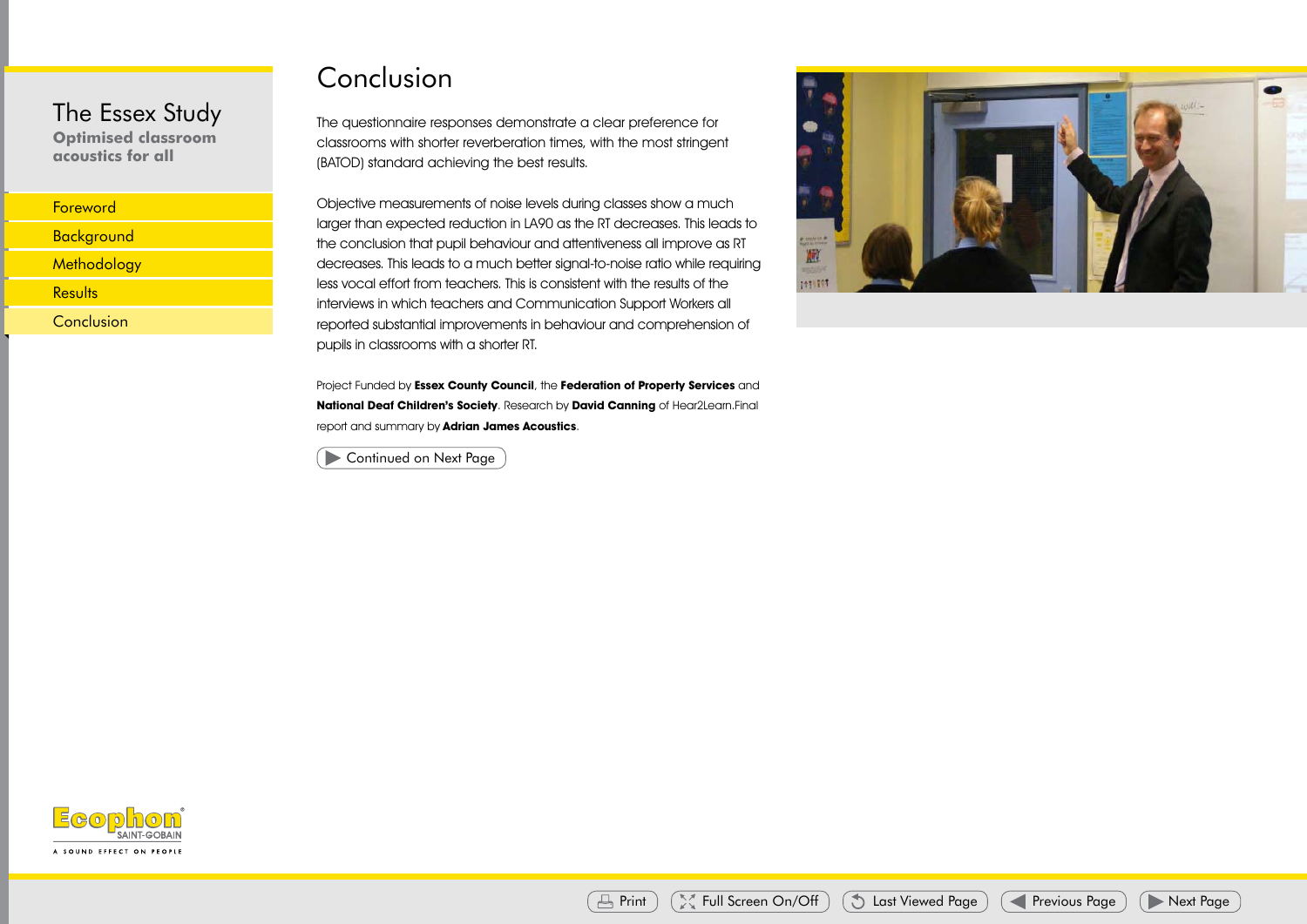# Conclusion

The questionnaire responses demonstrate a clear preference for classrooms with shorter reverberation times, with the most stringent (BATOD) standard achieving the best results.

Objective measurements of noise levels during classes show a much larger than expected reduction in LA90 as the RT decreases. This leads to the conclusion that pupil behaviour and attentiveness all improve as RT decreases. This leads to a much better signal-to-noise ratio while requiring less vocal effort from teachers. This is consistent with the results of the interviews in which teachers and Communication Support Workers all reported substantial improvements in behaviour and comprehension of pupils in classrooms with a shorter RT.

Project Funded by **Essex County Council**, the **Federation of Property Services** and **National Deaf Children's Society**. Research by **David Canning** of Hear2Learn.Final report and summary by **Adrian James Acoustics**.

Continued on Next Page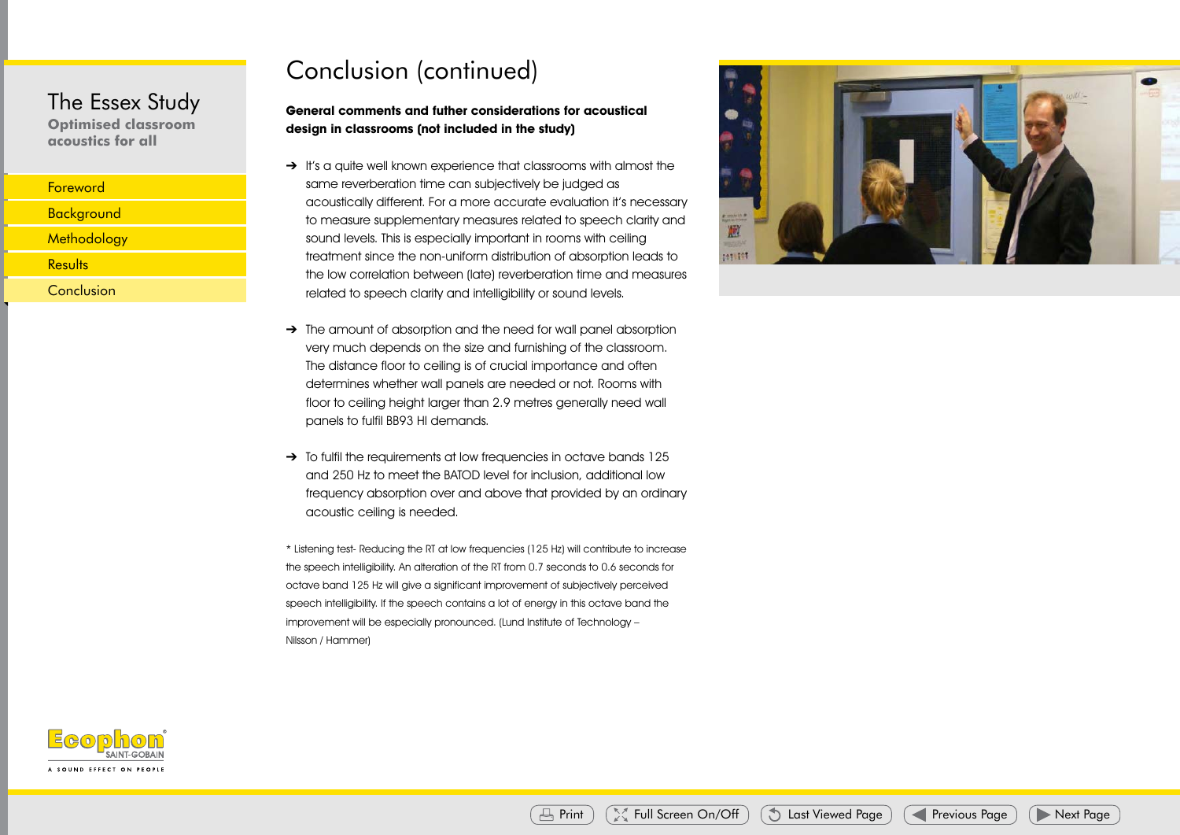# Conclusion (continued)

**General comments and futher considerations for acoustical design in classrooms (not included in the study)**

→ It's a quite well known experience that classrooms with almost the same reverberation time can subjectively be judged as acoustically different. For a more accurate evaluation it's necessary to measure supplementary measures related to speech clarity and sound levels. This is especially important in rooms with ceiling treatment since the non-uniform distribution of absorption leads to the low correlation between (late) reverberation time and measures related to speech clarity and intelligibility or sound levels.

→ The amount of absorption and the need for wall panel absorption very much depends on the size and furnishing of the classroom. The distance floor to ceiling is of crucial importance and often determines whether wall panels are needed or not. Rooms with floor to ceiling height larger than 2.9 metres generally need wall panels to fulfil BB93 HI demands.

→ To fulfil the requirements at low frequencies in octave bands 125 and 250 Hz to meet the BATOD level for inclusion, additional low frequency absorption over and above that provided by an ordinary acoustic ceiling is needed.

* Listening test- Reducing the RT at low frequencies (125 Hz) will contribute to increase the speech intelligibility. An alteration of the RT from 0.7 seconds to 0.6 seconds for octave band 125 Hz will give a significant improvement of subjectively perceived speech intelligibility. If the speech contains a lot of energy in this octave band the improvement will be especially pronounced. (Lund Institute of Technology – Nilsson / Hammer)